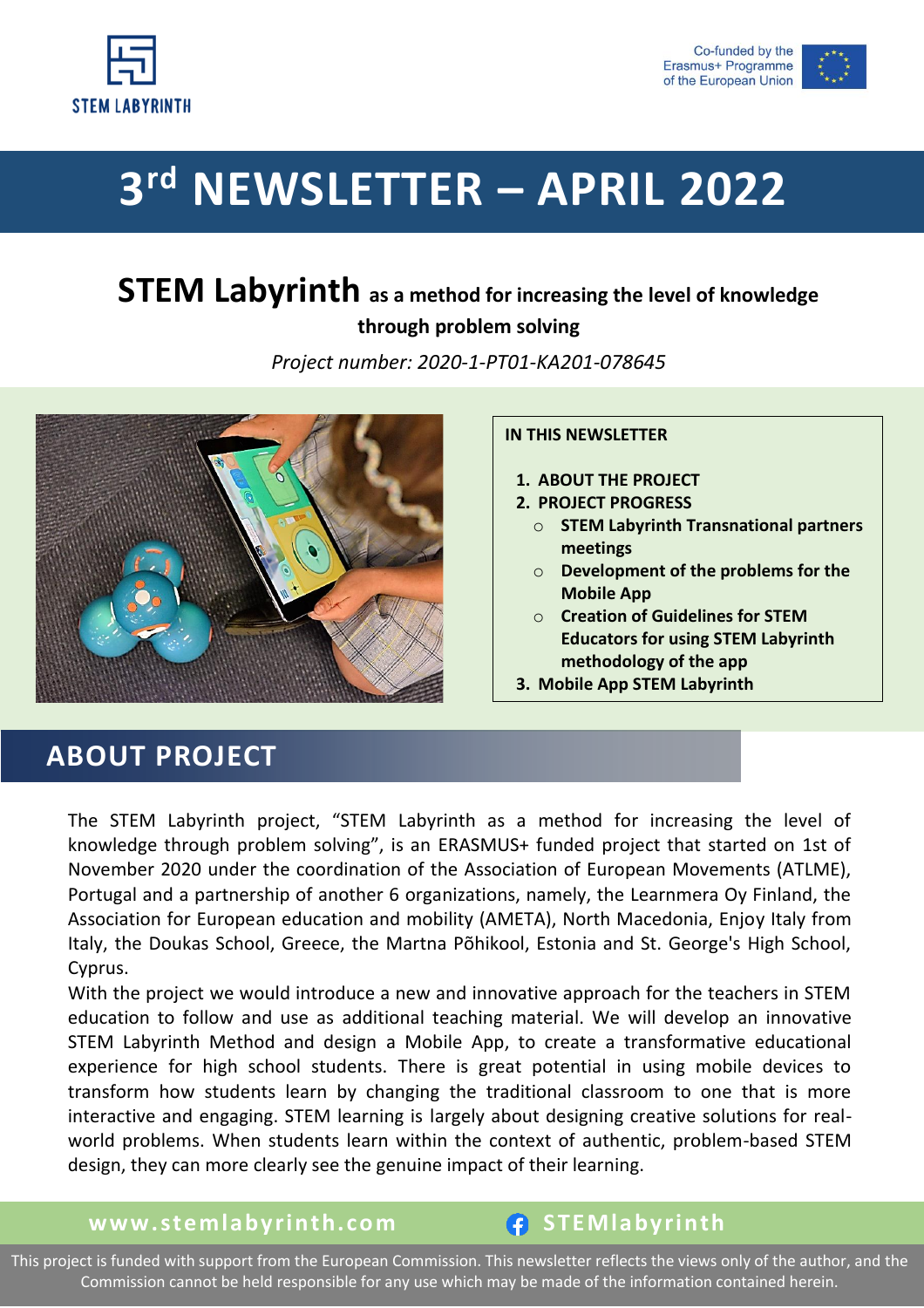STEM LABYRINTH

Co-funded by the Erasmus+ Programme of the European Union

# 3rd NEWSLETTER – APRIL 2022

## STEM Labyrinth as a method for increasing the level of knowledge through problem solving

*Project number: 2020-1-PT01-KA201-078645*

**IN THIS NEWSLETTER**

1. **ABOUT THE PROJECT**
2. **PROJECT PROGRESS**
   - **STEM Labyrinth Transnational partners meetings**
   - **Development of the problems for the Mobile App**
   - **Creation of Guidelines for STEM Educators for using STEM Labyrinth methodology of the app**
3. **Mobile App STEM Labyrinth**

## ABOUT PROJECT

The STEM Labyrinth project, “STEM Labyrinth as a method for increasing the level of knowledge through problem solving”, is an ERASMUS+ funded project that started on 1st of November 2020 under the coordination of the Association of European Movements (ATLME), Portugal and a partnership of another 6 organizations, namely, the Learnmera Oy Finland, the Association for European education and mobility (AMETA), North Macedonia, Enjoy Italy from Italy, the Doukas School, Greece, the Martna Põhikool, Estonia and St. George's High School, Cyprus.

With the project we would introduce a new and innovative approach for the teachers in STEM education to follow and use as additional teaching material. We will develop an innovative STEM Labyrinth Method and design a Mobile App, to create a transformative educational experience for high school students. There is great potential in using mobile devices to transform how students learn by changing the traditional classroom to one that is more interactive and engaging. STEM learning is largely about designing creative solutions for real-world problems. When students learn within the context of authentic, problem-based STEM design, they can more clearly see the genuine impact of their learning.

www.stemlabyrinth.com STEMlabyrinth

This project is funded with support from the European Commission. This newsletter reflects the views only of the author, and the Commission cannot be held responsible for any use which may be made of the information contained herein.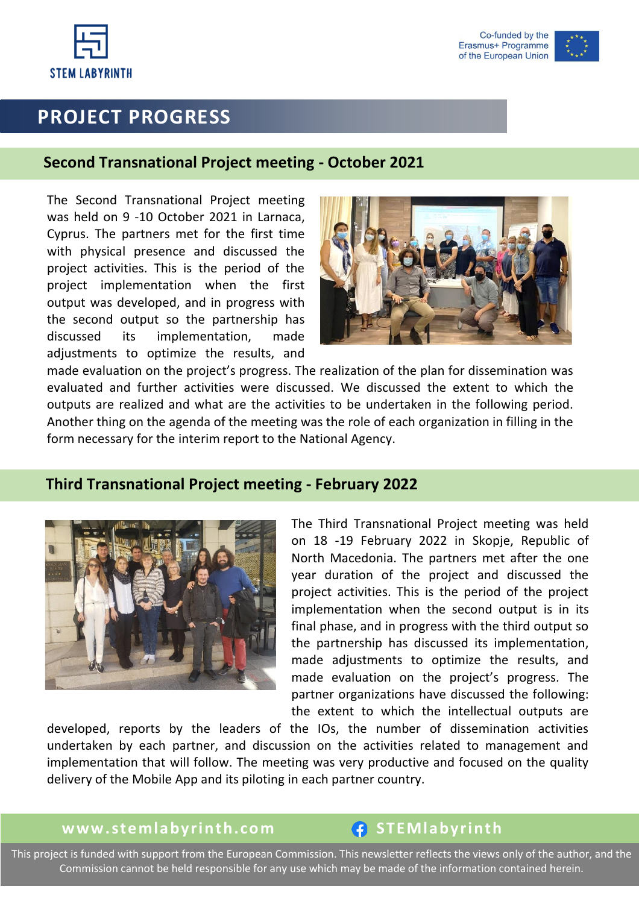# PROJECT PROGRESS

## Second Transnational Project meeting - October 2021

The Second Transnational Project meeting was held on 9 -10 October 2021 in Larnaca, Cyprus. The partners met for the first time with physical presence and discussed the project activities. This is the period of the project implementation when the first output was developed, and in progress with the second output so the partnership has discussed its implementation, made adjustments to optimize the results, and made evaluation on the project's progress. The realization of the plan for dissemination was evaluated and further activities were discussed. We discussed the extent to which the outputs are realized and what are the activities to be undertaken in the following period. Another thing on the agenda of the meeting was the role of each organization in filling in the form necessary for the interim report to the National Agency.

## Third Transnational Project meeting - February 2022

The Third Transnational Project meeting was held on 18 -19 February 2022 in Skopje, Republic of North Macedonia. The partners met after the one year duration of the project and discussed the project activities. This is the period of the project implementation when the second output is in its final phase, and in progress with the third output so the partnership has discussed its implementation, made adjustments to optimize the results, and made evaluation on the project's progress. The partner organizations have discussed the following: the extent to which the intellectual outputs are developed, reports by the leaders of the IOs, the number of dissemination activities undertaken by each partner, and discussion on the activities related to management and implementation that will follow. The meeting was very productive and focused on the quality delivery of the Mobile App and its piloting in each partner country.

**www.stemlabyrinth.com** **STEMlabyrinth**

This project is funded with support from the European Commission. This newsletter reflects the views only of the author, and the Commission cannot be held responsible for any use which may be made of the information contained herein.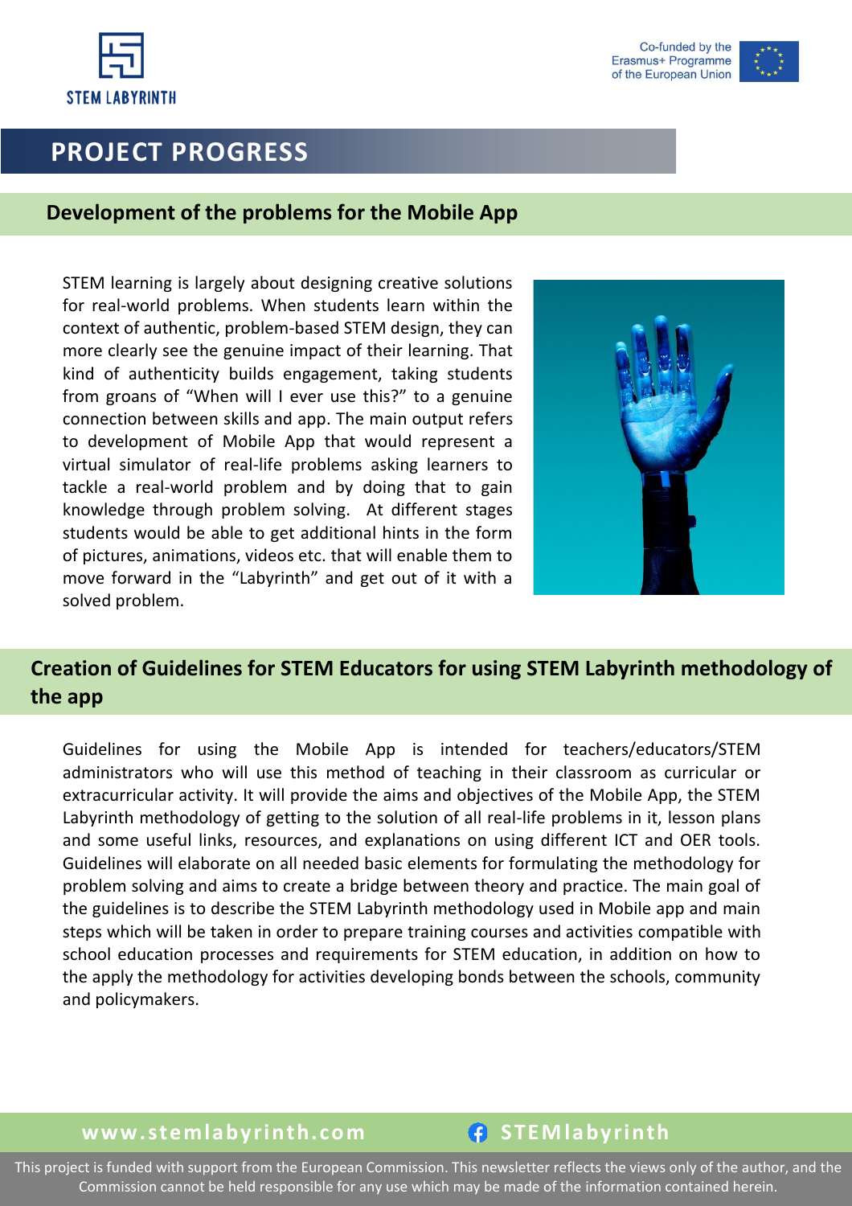# PROJECT PROGRESS

## Development of the problems for the Mobile App

STEM learning is largely about designing creative solutions for real-world problems. When students learn within the context of authentic, problem-based STEM design, they can more clearly see the genuine impact of their learning. That kind of authenticity builds engagement, taking students from groans of "When will I ever use this?" to a genuine connection between skills and app. The main output refers to development of Mobile App that would represent a virtual simulator of real-life problems asking learners to tackle a real-world problem and by doing that to gain knowledge through problem solving. At different stages students would be able to get additional hints in the form of pictures, animations, videos etc. that will enable them to move forward in the "Labyrinth" and get out of it with a solved problem.

## Creation of Guidelines for STEM Educators for using STEM Labyrinth methodology of the app

Guidelines for using the Mobile App is intended for teachers/educators/STEM administrators who will use this method of teaching in their classroom as curricular or extracurricular activity. It will provide the aims and objectives of the Mobile App, the STEM Labyrinth methodology of getting to the solution of all real-life problems in it, lesson plans and some useful links, resources, and explanations on using different ICT and OER tools. Guidelines will elaborate on all needed basic elements for formulating the methodology for problem solving and aims to create a bridge between theory and practice. The main goal of the guidelines is to describe the STEM Labyrinth methodology used in Mobile app and main steps which will be taken in order to prepare training courses and activities compatible with school education processes and requirements for STEM education, in addition on how to the apply the methodology for activities developing bonds between the schools, community and policymakers.

www.stemlabyrinth.com STEMlabyrinth

This project is funded with support from the European Commission. This newsletter reflects the views only of the author, and the Commission cannot be held responsible for any use which may be made of the information contained herein.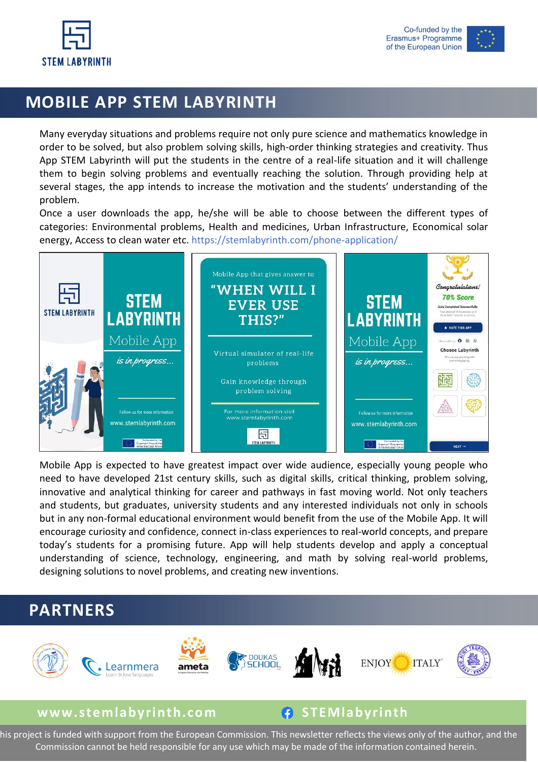# MOBILE APP STEM LABYRINTH

Many everyday situations and problems require not only pure science and mathematics knowledge in order to be solved, but also problem solving skills, high-order thinking strategies and creativity. Thus App STEM Labyrinth will put the students in the centre of a real-life situation and it will challenge them to begin solving problems and eventually reaching the solution. Through providing help at several stages, the app intends to increase the motivation and the students' understanding of the problem.

Once a user downloads the app, he/she will be able to choose between the different types of categories: Environmental problems, Health and medicines, Urban Infrastructure, Economical solar energy, Access to clean water etc. https://stemlabyrinth.com/phone-application/

Mobile App is expected to have greatest impact over wide audience, especially young people who need to have developed 21st century skills, such as digital skills, critical thinking, problem solving, innovative and analytical thinking for career and pathways in fast moving world. Not only teachers and students, but graduates, university students and any interested individuals not only in schools but in any non-formal educational environment would benefit from the use of the Mobile App. It will encourage curiosity and confidence, connect in-class experiences to real-world concepts, and prepare today's students for a promising future. App will help students develop and apply a conceptual understanding of science, technology, engineering, and math by solving real-world problems, designing solutions to novel problems, and creating new inventions.

## PARTNERS

www.stemlabyrinth.com STEMlabyrinth

This project is funded with support from the European Commission. This newsletter reflects the views only of the author, and the Commission cannot be held responsible for any use which may be made of the information contained herein.